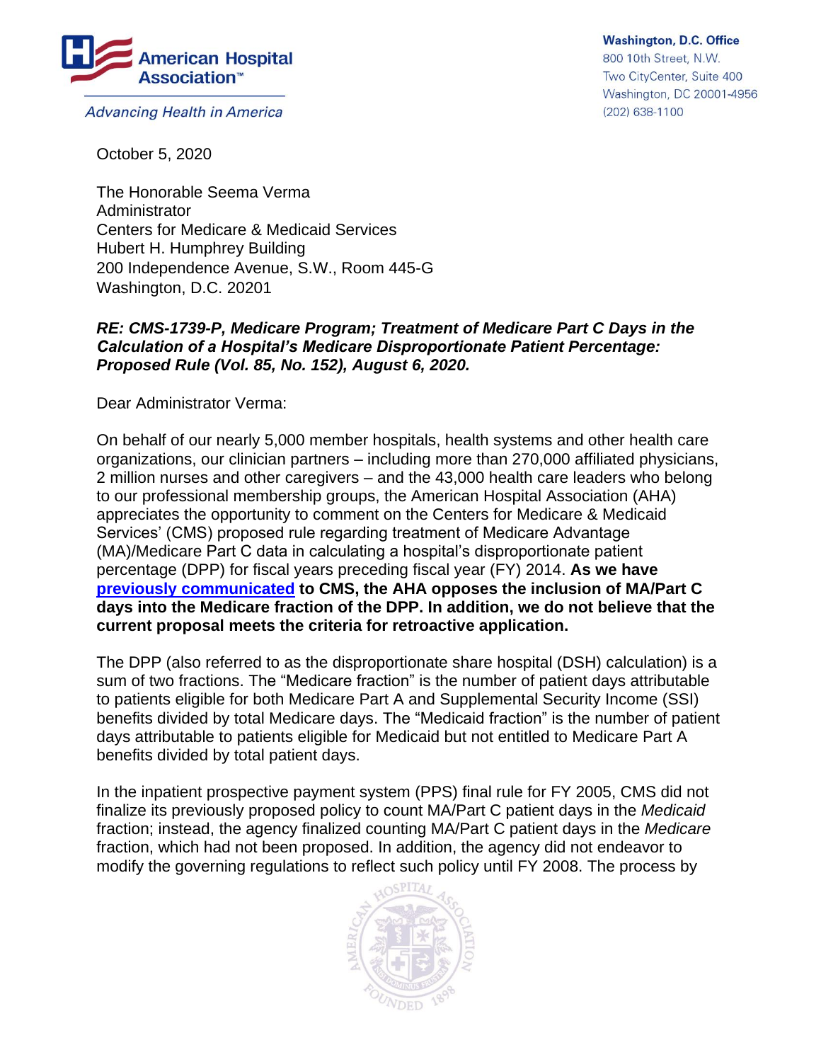American Hospital Association™

*Advancing Health in America*

**Washington, D.C. Office**
800 10th Street, N.W.
Two CityCenter, Suite 400
Washington, DC 20001-4956
(202) 638-1100

October 5, 2020

The Honorable Seema Verma
Administrator
Centers for Medicare & Medicaid Services
Hubert H. Humphrey Building
200 Independence Avenue, S.W., Room 445-G
Washington, D.C. 20201

***RE: CMS-1739-P, Medicare Program; Treatment of Medicare Part C Days in the Calculation of a Hospital's Medicare Disproportionate Patient Percentage: Proposed Rule (Vol. 85, No. 152), August 6, 2020.***

Dear Administrator Verma:

On behalf of our nearly 5,000 member hospitals, health systems and other health care organizations, our clinician partners – including more than 270,000 affiliated physicians, 2 million nurses and other caregivers – and the 43,000 health care leaders who belong to our professional membership groups, the American Hospital Association (AHA) appreciates the opportunity to comment on the Centers for Medicare & Medicaid Services' (CMS) proposed rule regarding treatment of Medicare Advantage (MA)/Medicare Part C data in calculating a hospital's disproportionate patient percentage (DPP) for fiscal years preceding fiscal year (FY) 2014. **As we have previously communicated to CMS, the AHA opposes the inclusion of MA/Part C days into the Medicare fraction of the DPP. In addition, we do not believe that the current proposal meets the criteria for retroactive application.**

The DPP (also referred to as the disproportionate share hospital (DSH) calculation) is a sum of two fractions. The "Medicare fraction" is the number of patient days attributable to patients eligible for both Medicare Part A and Supplemental Security Income (SSI) benefits divided by total Medicare days. The "Medicaid fraction" is the number of patient days attributable to patients eligible for Medicaid but not entitled to Medicare Part A benefits divided by total patient days.

In the inpatient prospective payment system (PPS) final rule for FY 2005, CMS did not finalize its previously proposed policy to count MA/Part C patient days in the *Medicaid* fraction; instead, the agency finalized counting MA/Part C patient days in the *Medicare* fraction, which had not been proposed. In addition, the agency did not endeavor to modify the governing regulations to reflect such policy until FY 2008. The process by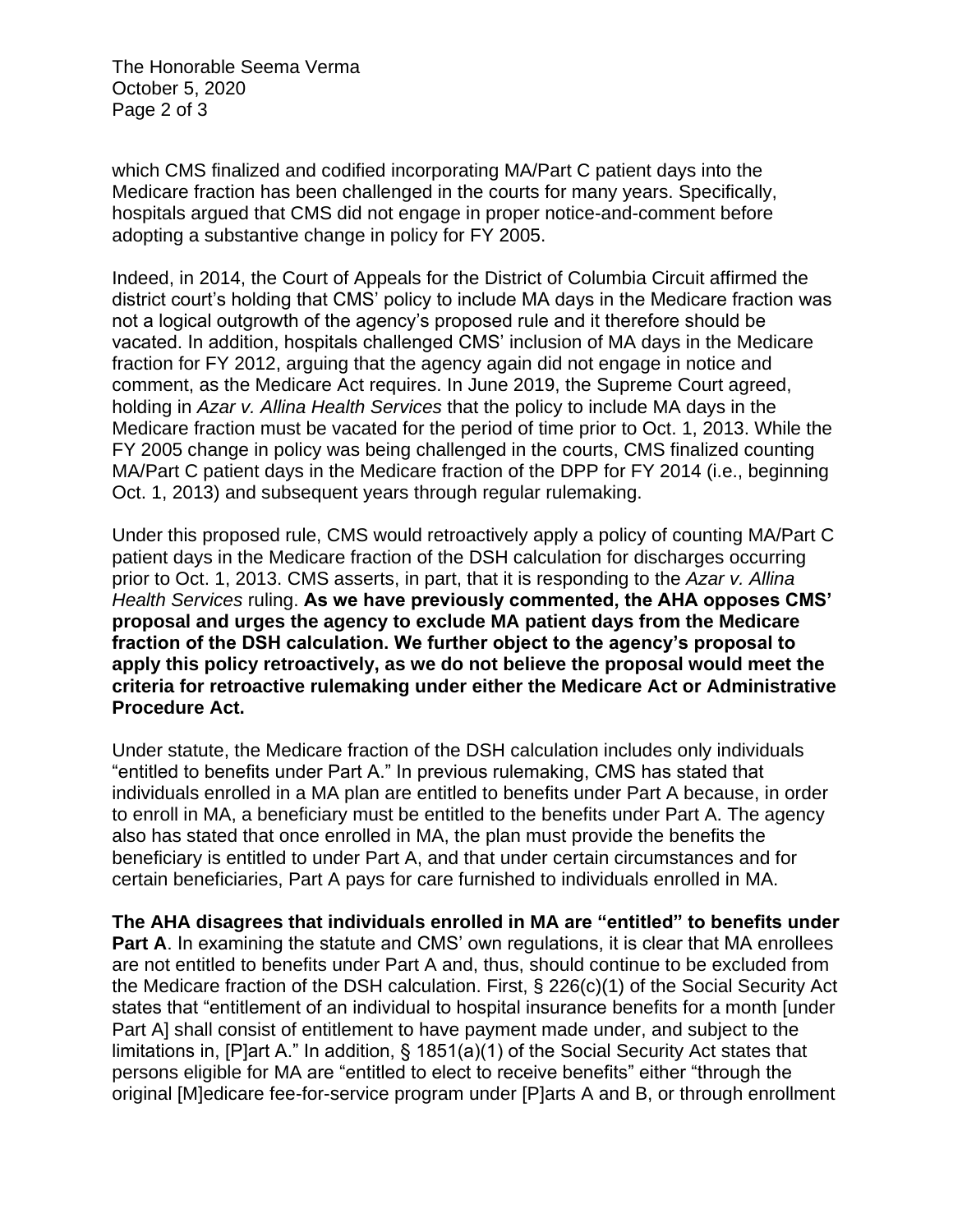which CMS finalized and codified incorporating MA/Part C patient days into the Medicare fraction has been challenged in the courts for many years. Specifically, hospitals argued that CMS did not engage in proper notice-and-comment before adopting a substantive change in policy for FY 2005.

Indeed, in 2014, the Court of Appeals for the District of Columbia Circuit affirmed the district court's holding that CMS' policy to include MA days in the Medicare fraction was not a logical outgrowth of the agency's proposed rule and it therefore should be vacated. In addition, hospitals challenged CMS' inclusion of MA days in the Medicare fraction for FY 2012, arguing that the agency again did not engage in notice and comment, as the Medicare Act requires. In June 2019, the Supreme Court agreed, holding in *Azar v. Allina Health Services* that the policy to include MA days in the Medicare fraction must be vacated for the period of time prior to Oct. 1, 2013. While the FY 2005 change in policy was being challenged in the courts, CMS finalized counting MA/Part C patient days in the Medicare fraction of the DPP for FY 2014 (i.e., beginning Oct. 1, 2013) and subsequent years through regular rulemaking.

Under this proposed rule, CMS would retroactively apply a policy of counting MA/Part C patient days in the Medicare fraction of the DSH calculation for discharges occurring prior to Oct. 1, 2013. CMS asserts, in part, that it is responding to the *Azar v. Allina Health Services* ruling. **As we have previously commented, the AHA opposes CMS' proposal and urges the agency to exclude MA patient days from the Medicare fraction of the DSH calculation. We further object to the agency's proposal to apply this policy retroactively, as we do not believe the proposal would meet the criteria for retroactive rulemaking under either the Medicare Act or Administrative Procedure Act.**

Under statute, the Medicare fraction of the DSH calculation includes only individuals "entitled to benefits under Part A." In previous rulemaking, CMS has stated that individuals enrolled in a MA plan are entitled to benefits under Part A because, in order to enroll in MA, a beneficiary must be entitled to the benefits under Part A. The agency also has stated that once enrolled in MA, the plan must provide the benefits the beneficiary is entitled to under Part A, and that under certain circumstances and for certain beneficiaries, Part A pays for care furnished to individuals enrolled in MA.

**The AHA disagrees that individuals enrolled in MA are "entitled" to benefits under Part A**. In examining the statute and CMS' own regulations, it is clear that MA enrollees are not entitled to benefits under Part A and, thus, should continue to be excluded from the Medicare fraction of the DSH calculation. First, § 226(c)(1) of the Social Security Act states that "entitlement of an individual to hospital insurance benefits for a month [under Part A] shall consist of entitlement to have payment made under, and subject to the limitations in, [P]art A." In addition, § 1851(a)(1) of the Social Security Act states that persons eligible for MA are "entitled to elect to receive benefits" either "through the original [M]edicare fee-for-service program under [P]arts A and B, or through enrollment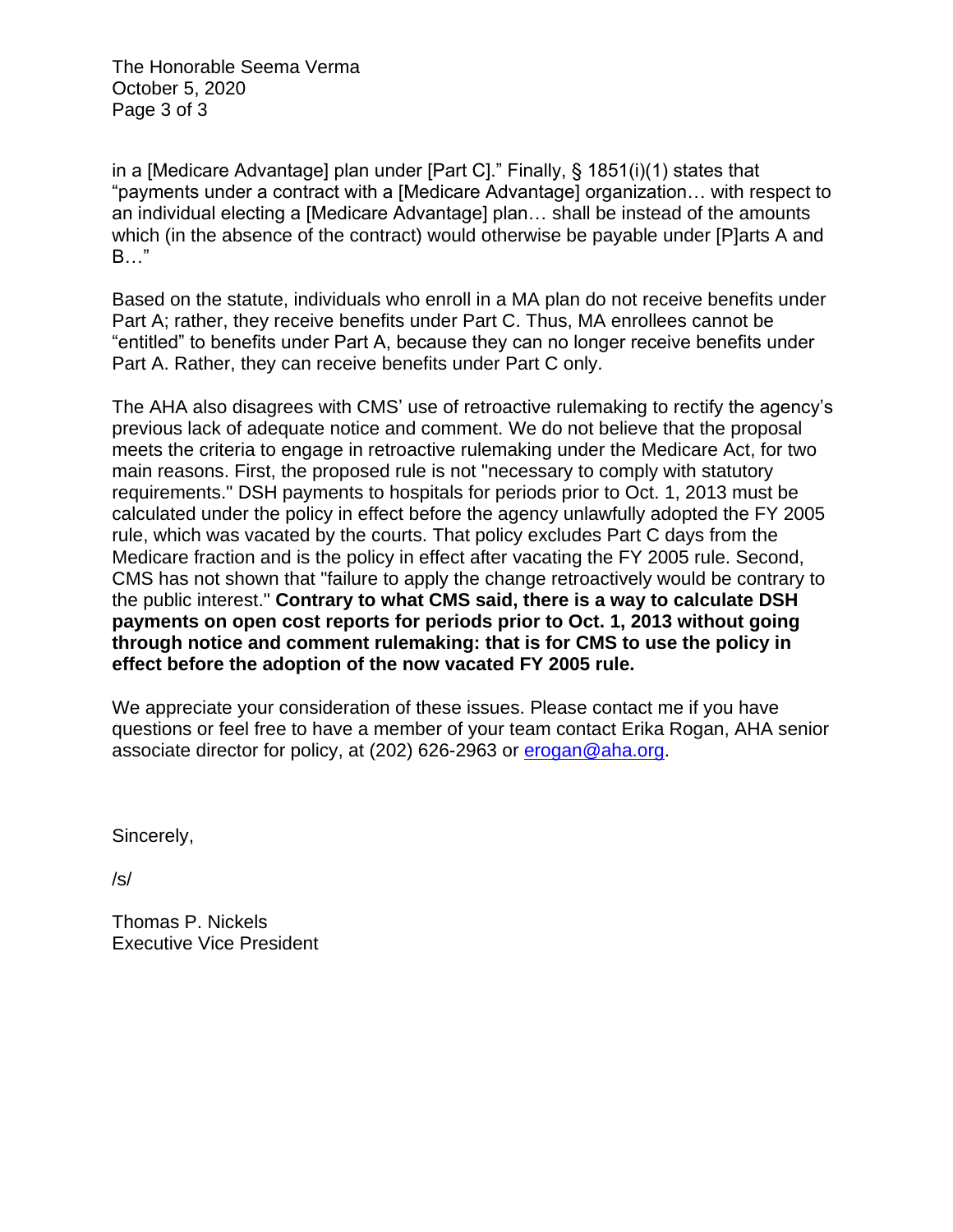in a [Medicare Advantage] plan under [Part C]." Finally, § 1851(i)(1) states that "payments under a contract with a [Medicare Advantage] organization… with respect to an individual electing a [Medicare Advantage] plan… shall be instead of the amounts which (in the absence of the contract) would otherwise be payable under [P]arts A and B…"

Based on the statute, individuals who enroll in a MA plan do not receive benefits under Part A; rather, they receive benefits under Part C. Thus, MA enrollees cannot be "entitled" to benefits under Part A, because they can no longer receive benefits under Part A. Rather, they can receive benefits under Part C only.

The AHA also disagrees with CMS' use of retroactive rulemaking to rectify the agency's previous lack of adequate notice and comment. We do not believe that the proposal meets the criteria to engage in retroactive rulemaking under the Medicare Act, for two main reasons. First, the proposed rule is not "necessary to comply with statutory requirements." DSH payments to hospitals for periods prior to Oct. 1, 2013 must be calculated under the policy in effect before the agency unlawfully adopted the FY 2005 rule, which was vacated by the courts. That policy excludes Part C days from the Medicare fraction and is the policy in effect after vacating the FY 2005 rule. Second, CMS has not shown that "failure to apply the change retroactively would be contrary to the public interest." **Contrary to what CMS said, there is a way to calculate DSH payments on open cost reports for periods prior to Oct. 1, 2013 without going through notice and comment rulemaking: that is for CMS to use the policy in effect before the adoption of the now vacated FY 2005 rule.**

We appreciate your consideration of these issues. Please contact me if you have questions or feel free to have a member of your team contact Erika Rogan, AHA senior associate director for policy, at (202) 626-2963 or erogan@aha.org.

Sincerely,

/s/

Thomas P. Nickels
Executive Vice President